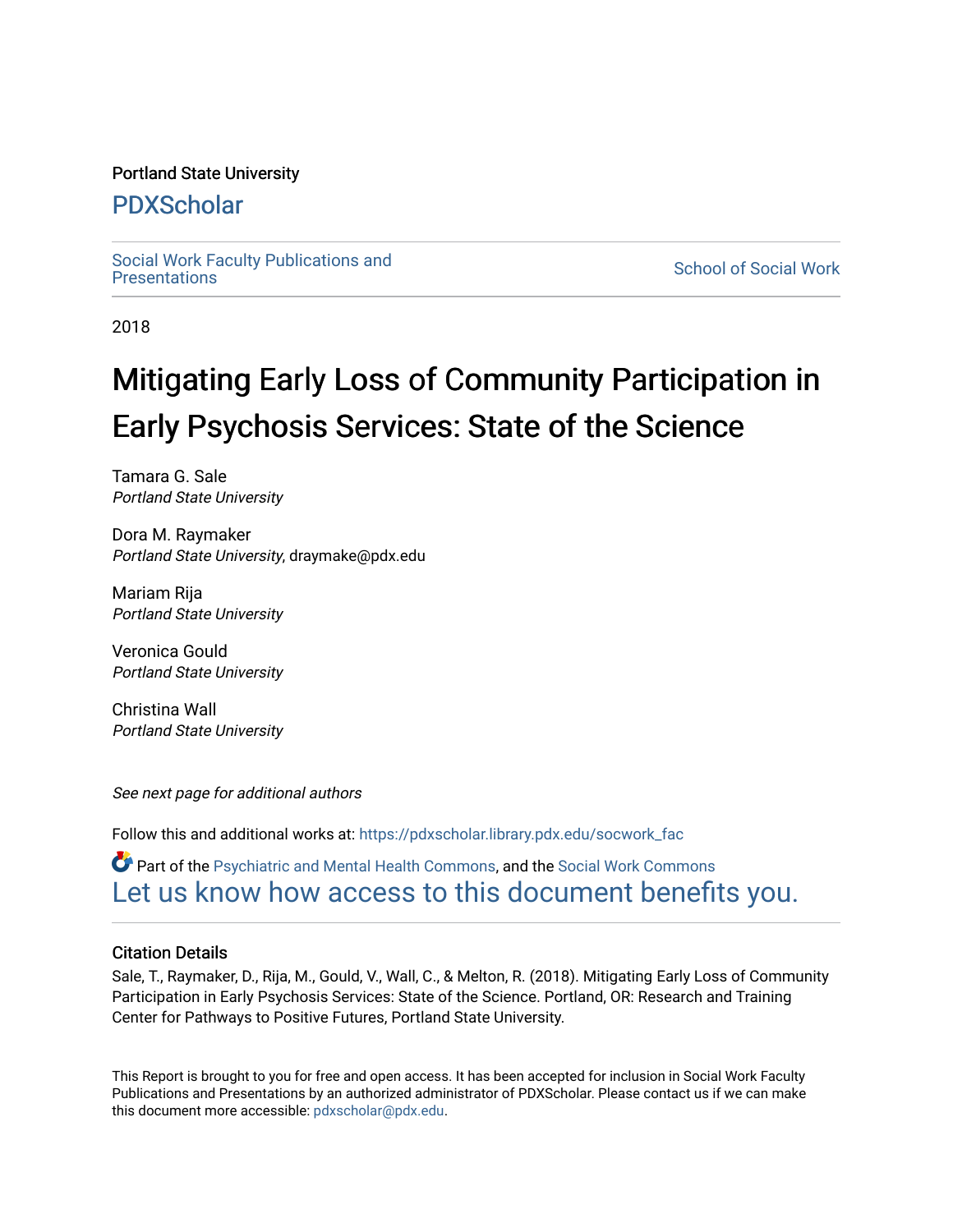Portland State University

# PDXScholar

Social Work Faculty Publications and Presentations

School of Social Work

2018

# Mitigating Early Loss of Community Participation in Early Psychosis Services: State of the Science

Tamara G. Sale
*Portland State University*

Dora M. Raymaker
*Portland State University*, draymake@pdx.edu

Mariam Rija
*Portland State University*

Veronica Gould
*Portland State University*

Christina Wall
*Portland State University*

*See next page for additional authors*

Follow this and additional works at: https://pdxscholar.library.pdx.edu/socwork_fac

Part of the Psychiatric and Mental Health Commons, and the Social Work Commons

Let us know how access to this document benefits you.

## Citation Details

Sale, T., Raymaker, D., Rija, M., Gould, V., Wall, C., & Melton, R. (2018). Mitigating Early Loss of Community Participation in Early Psychosis Services: State of the Science. Portland, OR: Research and Training Center for Pathways to Positive Futures, Portland State University.

This Report is brought to you for free and open access. It has been accepted for inclusion in Social Work Faculty Publications and Presentations by an authorized administrator of PDXScholar. Please contact us if we can make this document more accessible: pdxscholar@pdx.edu.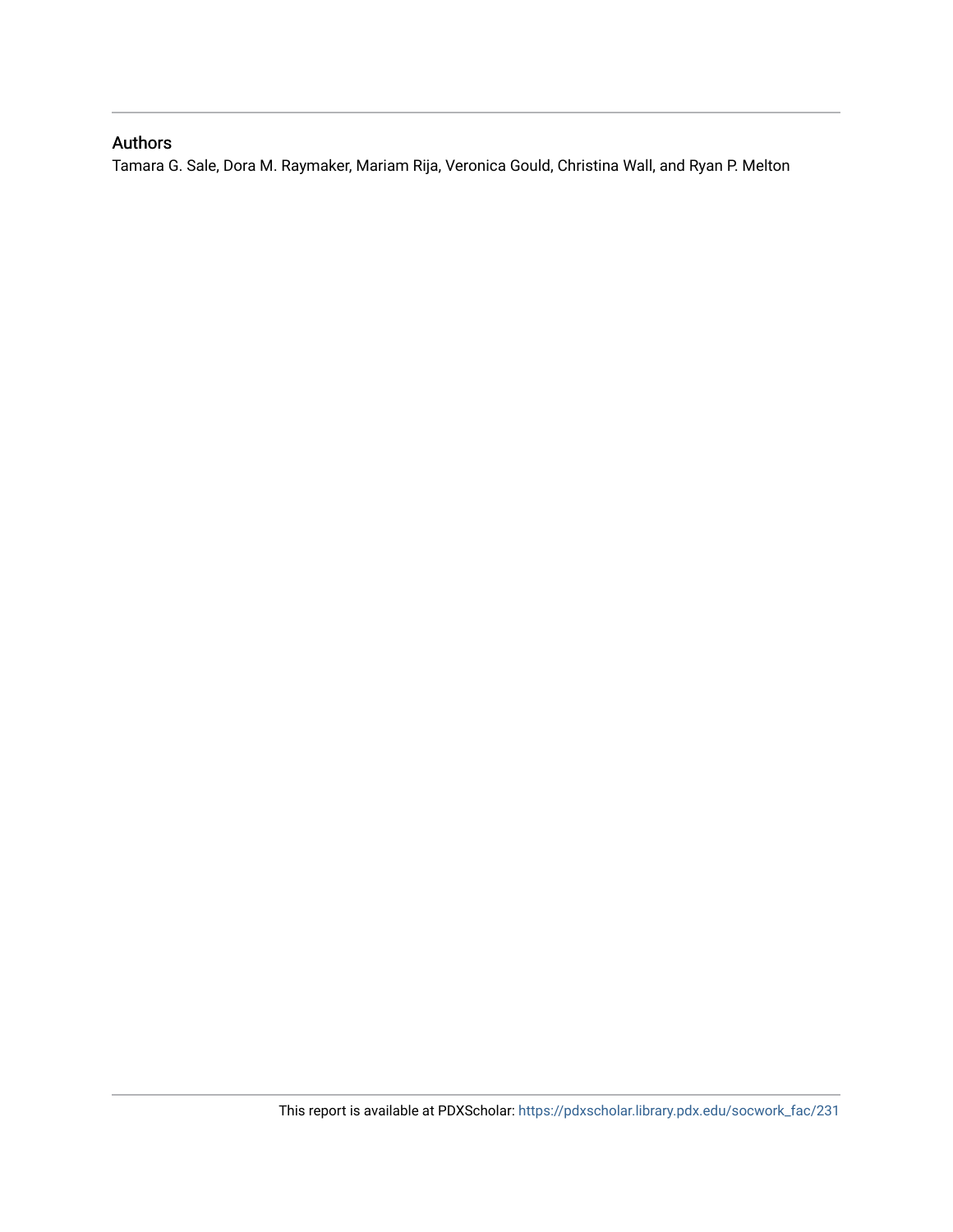## Authors

Tamara G. Sale, Dora M. Raymaker, Mariam Rija, Veronica Gould, Christina Wall, and Ryan P. Melton

This report is available at PDXScholar: https://pdxscholar.library.pdx.edu/socwork_fac/231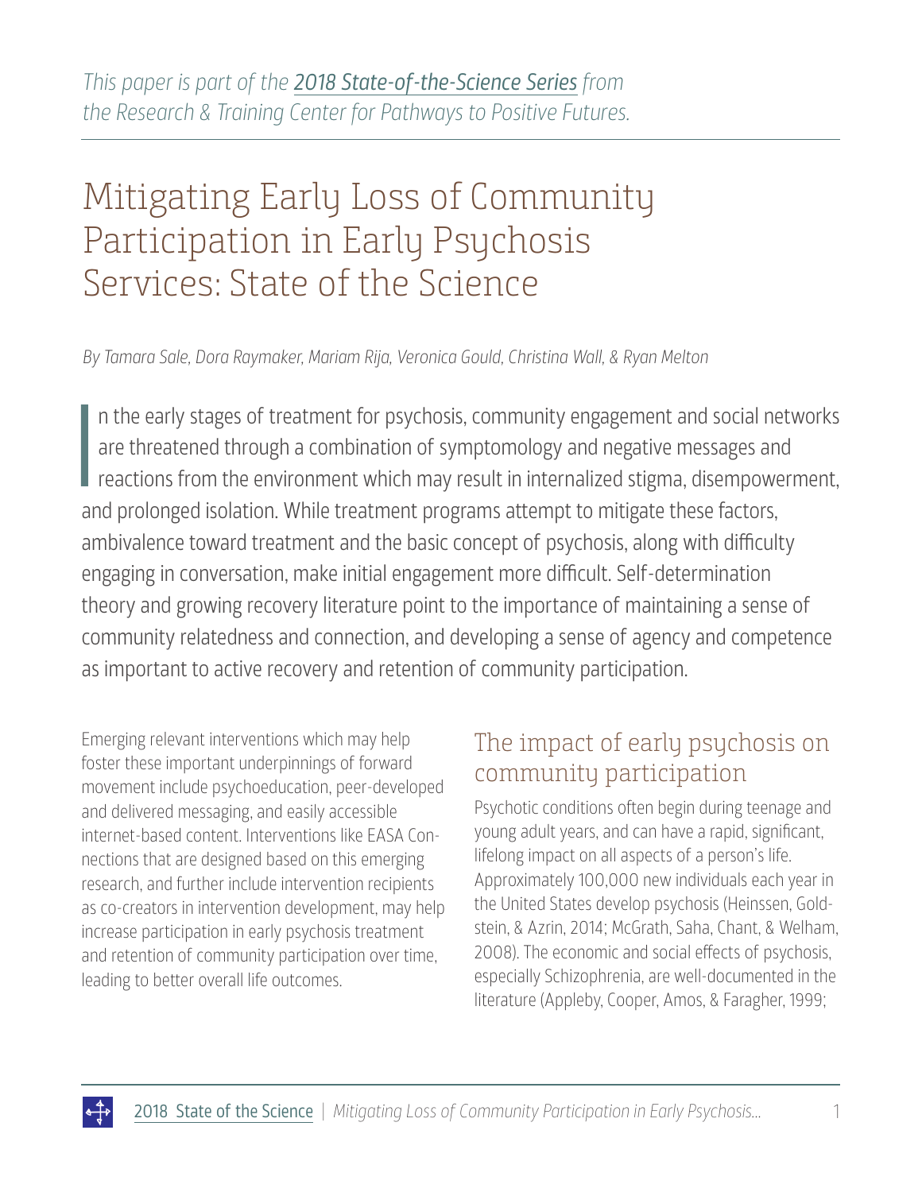*This paper is part of the [2018 State-of-the-Science Series] from the Research & Training Center for Pathways to Positive Futures.*

# Mitigating Early Loss of Community Participation in Early Psychosis Services: State of the Science

*By Tamara Sale, Dora Raymaker, Mariam Rija, Veronica Gould, Christina Wall, & Ryan Melton*

In the early stages of treatment for psychosis, community engagement and social networks are threatened through a combination of symptomology and negative messages and reactions from the environment which may result in internalized stigma, disempowerment, and prolonged isolation. While treatment programs attempt to mitigate these factors, ambivalence toward treatment and the basic concept of psychosis, along with difficulty engaging in conversation, make initial engagement more difficult. Self-determination theory and growing recovery literature point to the importance of maintaining a sense of community relatedness and connection, and developing a sense of agency and competence as important to active recovery and retention of community participation.

Emerging relevant interventions which may help foster these important underpinnings of forward movement include psychoeducation, peer-developed and delivered messaging, and easily accessible internet-based content. Interventions like EASA Connections that are designed based on this emerging research, and further include intervention recipients as co-creators in intervention development, may help increase participation in early psychosis treatment and retention of community participation over time, leading to better overall life outcomes.

## The impact of early psychosis on community participation

Psychotic conditions often begin during teenage and young adult years, and can have a rapid, significant, lifelong impact on all aspects of a person's life. Approximately 100,000 new individuals each year in the United States develop psychosis (Heinssen, Goldstein, & Azrin, 2014; McGrath, Saha, Chant, & Welham, 2008). The economic and social effects of psychosis, especially Schizophrenia, are well-documented in the literature (Appleby, Cooper, Amos, & Faragher, 1999;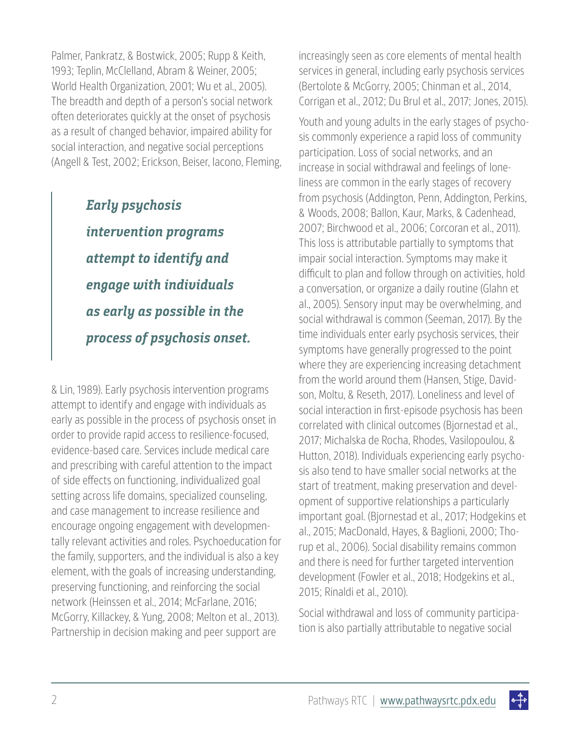Palmer, Pankratz, & Bostwick, 2005; Rupp & Keith, 1993; Teplin, McClelland, Abram & Weiner, 2005; World Health Organization, 2001; Wu et al., 2005). The breadth and depth of a person's social network often deteriorates quickly at the onset of psychosis as a result of changed behavior, impaired ability for social interaction, and negative social perceptions (Angell & Test, 2002; Erickson, Beiser, Iacono, Fleming, & Lin, 1989). Early psychosis intervention programs attempt to identify and engage with individuals as early as possible in the process of psychosis onset in order to provide rapid access to resilience-focused, evidence-based care. Services include medical care and prescribing with careful attention to the impact of side effects on functioning, individualized goal setting across life domains, specialized counseling, and case management to increase resilience and encourage ongoing engagement with developmentally relevant activities and roles. Psychoeducation for the family, supporters, and the individual is also a key element, with the goals of increasing understanding, preserving functioning, and reinforcing the social network (Heinssen et al., 2014; McFarlane, 2016; McGorry, Killackey, & Yung, 2008; Melton et al., 2013). Partnership in decision making and peer support are increasingly seen as core elements of mental health services in general, including early psychosis services (Bertolote & McGorry, 2005; Chinman et al., 2014, Corrigan et al., 2012; Du Brul et al., 2017; Jones, 2015).

> ***Early psychosis intervention programs attempt to identify and engage with individuals as early as possible in the process of psychosis onset.***

Youth and young adults in the early stages of psychosis commonly experience a rapid loss of community participation. Loss of social networks, and an increase in social withdrawal and feelings of loneliness are common in the early stages of recovery from psychosis (Addington, Penn, Addington, Perkins, & Woods, 2008; Ballon, Kaur, Marks, & Cadenhead, 2007; Birchwood et al., 2006; Corcoran et al., 2011). This loss is attributable partially to symptoms that impair social interaction. Symptoms may make it difficult to plan and follow through on activities, hold a conversation, or organize a daily routine (Glahn et al., 2005). Sensory input may be overwhelming, and social withdrawal is common (Seeman, 2017). By the time individuals enter early psychosis services, their symptoms have generally progressed to the point where they are experiencing increasing detachment from the world around them (Hansen, Stige, Davidson, Moltu, & Reseth, 2017). Loneliness and level of social interaction in first-episode psychosis has been correlated with clinical outcomes (Bjornestad et al., 2017; Michalska de Rocha, Rhodes, Vasilopoulou, & Hutton, 2018). Individuals experiencing early psychosis also tend to have smaller social networks at the start of treatment, making preservation and development of supportive relationships a particularly important goal. (Bjornestad et al., 2017; Hodgekins et al., 2015; MacDonald, Hayes, & Baglioni, 2000; Thorup et al., 2006). Social disability remains common and there is need for further targeted intervention development (Fowler et al., 2018; Hodgekins et al., 2015; Rinaldi et al., 2010).

Social withdrawal and loss of community participation is also partially attributable to negative social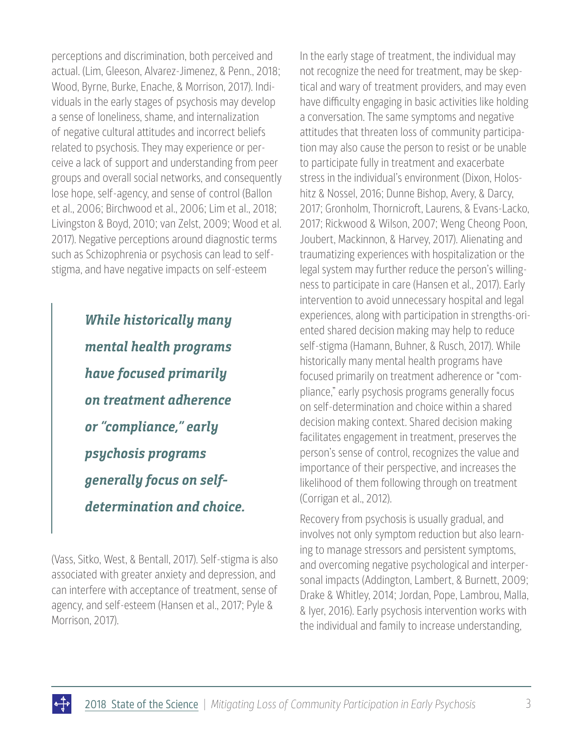perceptions and discrimination, both perceived and actual. (Lim, Gleeson, Alvarez-Jimenez, & Penn., 2018; Wood, Byrne, Burke, Enache, & Morrison, 2017). Individuals in the early stages of psychosis may develop a sense of loneliness, shame, and internalization of negative cultural attitudes and incorrect beliefs related to psychosis. They may experience or perceive a lack of support and understanding from peer groups and overall social networks, and consequently lose hope, self-agency, and sense of control (Ballon et al., 2006; Birchwood et al., 2006; Lim et al., 2018; Livingston & Boyd, 2010; van Zelst, 2009; Wood et al. 2017). Negative perceptions around diagnostic terms such as Schizophrenia or psychosis can lead to self-stigma, and have negative impacts on self-esteem (Vass, Sitko, West, & Bentall, 2017). Self-stigma is also associated with greater anxiety and depression, and can interfere with acceptance of treatment, sense of agency, and self-esteem (Hansen et al., 2017; Pyle & Morrison, 2017).

> ***While historically many mental health programs have focused primarily on treatment adherence or "compliance," early psychosis programs generally focus on self-determination and choice.***

In the early stage of treatment, the individual may not recognize the need for treatment, may be skeptical and wary of treatment providers, and may even have difficulty engaging in basic activities like holding a conversation. The same symptoms and negative attitudes that threaten loss of community participation may also cause the person to resist or be unable to participate fully in treatment and exacerbate stress in the individual's environment (Dixon, Holoshitz & Nossel, 2016; Dunne Bishop, Avery, & Darcy, 2017; Gronholm, Thornicroft, Laurens, & Evans-Lacko, 2017; Rickwood & Wilson, 2007; Weng Cheong Poon, Joubert, Mackinnon, & Harvey, 2017). Alienating and traumatizing experiences with hospitalization or the legal system may further reduce the person's willingness to participate in care (Hansen et al., 2017). Early intervention to avoid unnecessary hospital and legal experiences, along with participation in strengths-oriented shared decision making may help to reduce self-stigma (Hamann, Buhner, & Rusch, 2017). While historically many mental health programs have focused primarily on treatment adherence or "compliance," early psychosis programs generally focus on self-determination and choice within a shared decision making context. Shared decision making facilitates engagement in treatment, preserves the person's sense of control, recognizes the value and importance of their perspective, and increases the likelihood of them following through on treatment (Corrigan et al., 2012).

Recovery from psychosis is usually gradual, and involves not only symptom reduction but also learning to manage stressors and persistent symptoms, and overcoming negative psychological and interpersonal impacts (Addington, Lambert, & Burnett, 2009; Drake & Whitley, 2014; Jordan, Pope, Lambrou, Malla, & Iyer, 2016). Early psychosis intervention works with the individual and family to increase understanding,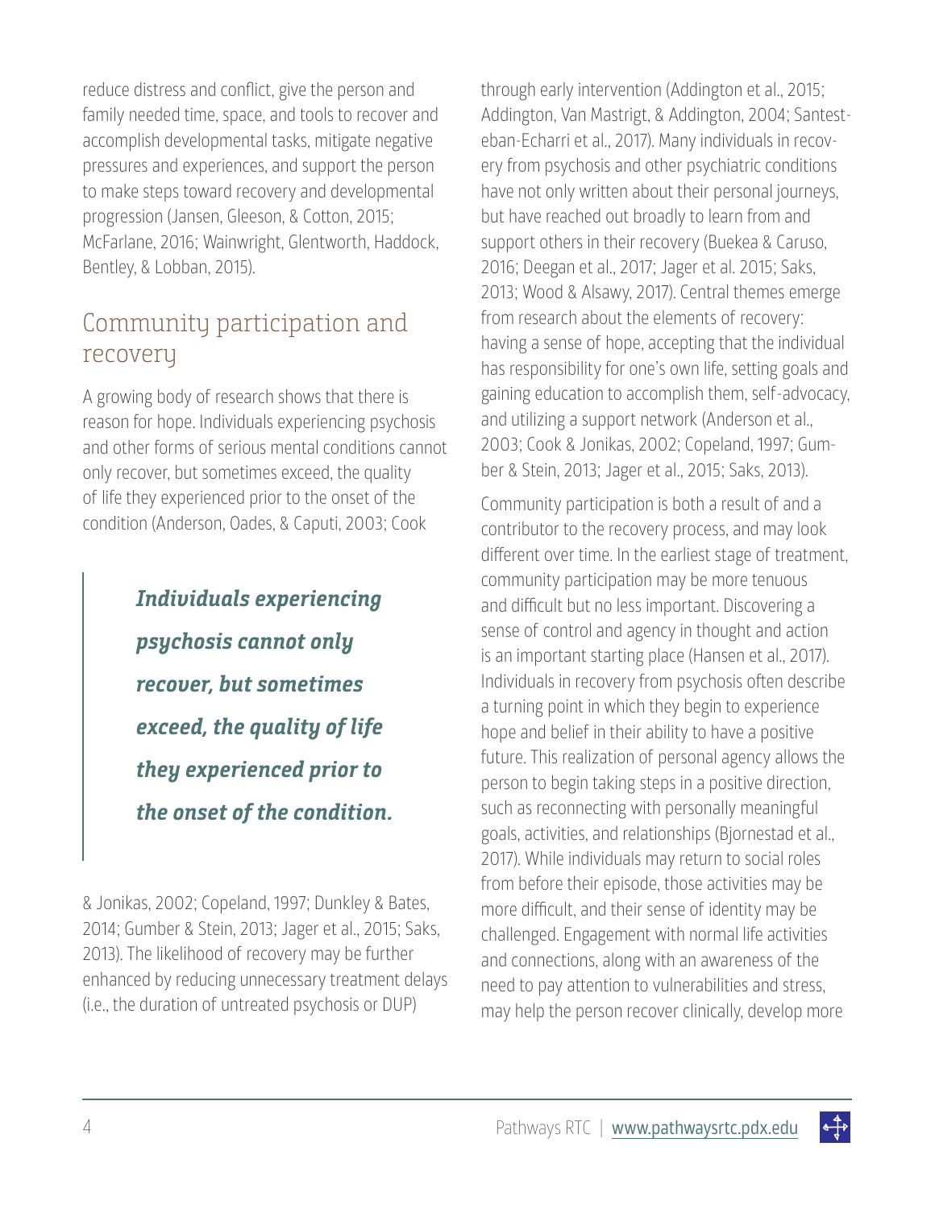reduce distress and conflict, give the person and family needed time, space, and tools to recover and accomplish developmental tasks, mitigate negative pressures and experiences, and support the person to make steps toward recovery and developmental progression (Jansen, Gleeson, & Cotton, 2015; McFarlane, 2016; Wainwright, Glentworth, Haddock, Bentley, & Lobban, 2015).

## Community participation and recovery

A growing body of research shows that there is reason for hope. Individuals experiencing psychosis and other forms of serious mental conditions cannot only recover, but sometimes exceed, the quality of life they experienced prior to the onset of the condition (Anderson, Oades, & Caputi, 2003; Cook & Jonikas, 2002; Copeland, 1997; Dunkley & Bates, 2014; Gumber & Stein, 2013; Jager et al., 2015; Saks, 2013). The likelihood of recovery may be further enhanced by reducing unnecessary treatment delays (i.e., the duration of untreated psychosis or DUP) through early intervention (Addington et al., 2015; Addington, Van Mastrigt, & Addington, 2004; Santesteban-Echarri et al., 2017). Many individuals in recovery from psychosis and other psychiatric conditions have not only written about their personal journeys, but have reached out broadly to learn from and support others in their recovery (Buekea & Caruso, 2016; Deegan et al., 2017; Jager et al. 2015; Saks, 2013; Wood & Alsawy, 2017). Central themes emerge from research about the elements of recovery: having a sense of hope, accepting that the individual has responsibility for one's own life, setting goals and gaining education to accomplish them, self-advocacy, and utilizing a support network (Anderson et al., 2003; Cook & Jonikas, 2002; Copeland, 1997; Gumber & Stein, 2013; Jager et al., 2015; Saks, 2013).

> ***Individuals experiencing psychosis cannot only recover, but sometimes exceed, the quality of life they experienced prior to the onset of the condition.***

Community participation is both a result of and a contributor to the recovery process, and may look different over time. In the earliest stage of treatment, community participation may be more tenuous and difficult but no less important. Discovering a sense of control and agency in thought and action is an important starting place (Hansen et al., 2017). Individuals in recovery from psychosis often describe a turning point in which they begin to experience hope and belief in their ability to have a positive future. This realization of personal agency allows the person to begin taking steps in a positive direction, such as reconnecting with personally meaningful goals, activities, and relationships (Bjornestad et al., 2017). While individuals may return to social roles from before their episode, those activities may be more difficult, and their sense of identity may be challenged. Engagement with normal life activities and connections, along with an awareness of the need to pay attention to vulnerabilities and stress, may help the person recover clinically, develop more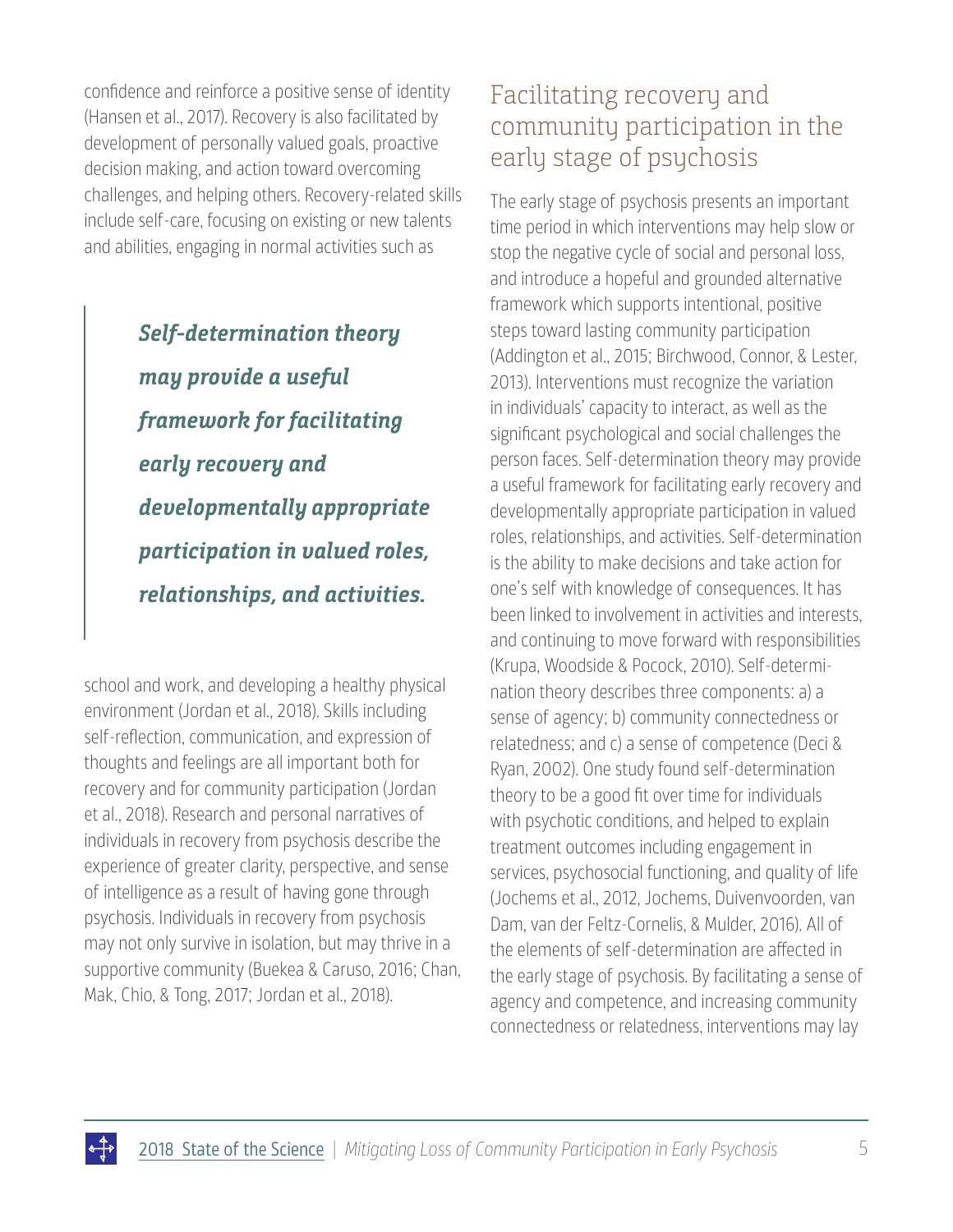confidence and reinforce a positive sense of identity (Hansen et al., 2017). Recovery is also facilitated by development of personally valued goals, proactive decision making, and action toward overcoming challenges, and helping others. Recovery-related skills include self-care, focusing on existing or new talents and abilities, engaging in normal activities such as school and work, and developing a healthy physical environment (Jordan et al., 2018). Skills including self-reflection, communication, and expression of thoughts and feelings are all important both for recovery and for community participation (Jordan et al., 2018). Research and personal narratives of individuals in recovery from psychosis describe the experience of greater clarity, perspective, and sense of intelligence as a result of having gone through psychosis. Individuals in recovery from psychosis may not only survive in isolation, but may thrive in a supportive community (Buekea & Caruso, 2016; Chan, Mak, Chio, & Tong, 2017; Jordan et al., 2018).

> ***Self-determination theory may provide a useful framework for facilitating early recovery and developmentally appropriate participation in valued roles, relationships, and activities.***

## Facilitating recovery and community participation in the early stage of psychosis

The early stage of psychosis presents an important time period in which interventions may help slow or stop the negative cycle of social and personal loss, and introduce a hopeful and grounded alternative framework which supports intentional, positive steps toward lasting community participation (Addington et al., 2015; Birchwood, Connor, & Lester, 2013). Interventions must recognize the variation in individuals' capacity to interact, as well as the significant psychological and social challenges the person faces. Self-determination theory may provide a useful framework for facilitating early recovery and developmentally appropriate participation in valued roles, relationships, and activities. Self-determination is the ability to make decisions and take action for one's self with knowledge of consequences. It has been linked to involvement in activities and interests, and continuing to move forward with responsibilities (Krupa, Woodside & Pocock, 2010). Self-determination theory describes three components: a) a sense of agency; b) community connectedness or relatedness; and c) a sense of competence (Deci & Ryan, 2002). One study found self-determination theory to be a good fit over time for individuals with psychotic conditions, and helped to explain treatment outcomes including engagement in services, psychosocial functioning, and quality of life (Jochems et al., 2012, Jochems, Duivenvoorden, van Dam, van der Feltz-Cornelis, & Mulder, 2016). All of the elements of self-determination are affected in the early stage of psychosis. By facilitating a sense of agency and competence, and increasing community connectedness or relatedness, interventions may lay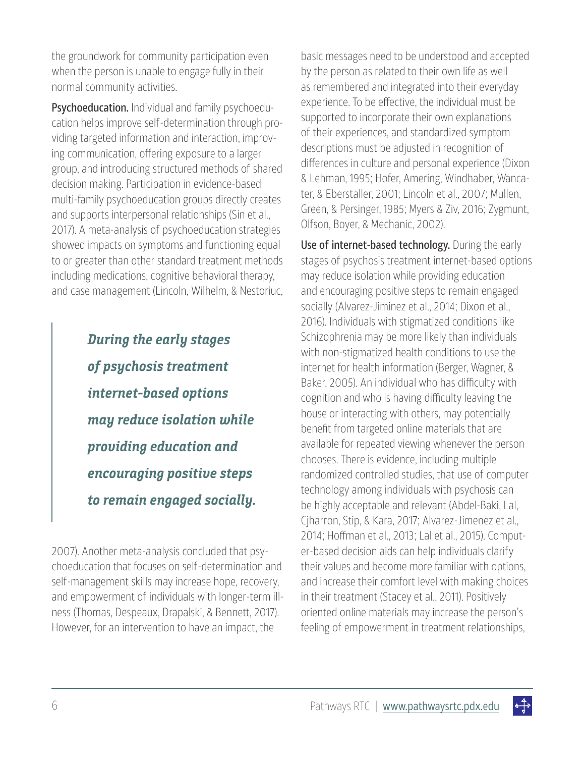the groundwork for community participation even when the person is unable to engage fully in their normal community activities.

**Psychoeducation.** Individual and family psychoeducation helps improve self-determination through providing targeted information and interaction, improving communication, offering exposure to a larger group, and introducing structured methods of shared decision making. Participation in evidence-based multi-family psychoeducation groups directly creates and supports interpersonal relationships (Sin et al., 2017). A meta-analysis of psychoeducation strategies showed impacts on symptoms and functioning equal to or greater than other standard treatment methods including medications, cognitive behavioral therapy, and case management (Lincoln, Wilhelm, & Nestoriuc, 2007). Another meta-analysis concluded that psychoeducation that focuses on self-determination and self-management skills may increase hope, recovery, and empowerment of individuals with longer-term illness (Thomas, Despeaux, Drapalski, & Bennett, 2017). However, for an intervention to have an impact, the basic messages need to be understood and accepted by the person as related to their own life as well as remembered and integrated into their everyday experience. To be effective, the individual must be supported to incorporate their own explanations of their experiences, and standardized symptom descriptions must be adjusted in recognition of differences in culture and personal experience (Dixon & Lehman, 1995; Hofer, Amering, Windhaber, Wancater, & Eberstaller, 2001; Lincoln et al., 2007; Mullen, Green, & Persinger, 1985; Myers & Ziv, 2016; Zygmunt, Olfson, Boyer, & Mechanic, 2002).

> ***During the early stages of psychosis treatment internet-based options may reduce isolation while providing education and encouraging positive steps to remain engaged socially.***

**Use of internet-based technology.** During the early stages of psychosis treatment internet-based options may reduce isolation while providing education and encouraging positive steps to remain engaged socially (Alvarez-Jiminez et al., 2014; Dixon et al., 2016). Individuals with stigmatized conditions like Schizophrenia may be more likely than individuals with non-stigmatized health conditions to use the internet for health information (Berger, Wagner, & Baker, 2005). An individual who has difficulty with cognition and who is having difficulty leaving the house or interacting with others, may potentially benefit from targeted online materials that are available for repeated viewing whenever the person chooses. There is evidence, including multiple randomized controlled studies, that use of computer technology among individuals with psychosis can be highly acceptable and relevant (Abdel-Baki, Lal, Cjharron, Stip, & Kara, 2017; Alvarez-Jimenez et al., 2014; Hoffman et al., 2013; Lal et al., 2015). Computer-based decision aids can help individuals clarify their values and become more familiar with options, and increase their comfort level with making choices in their treatment (Stacey et al., 2011). Positively oriented online materials may increase the person's feeling of empowerment in treatment relationships,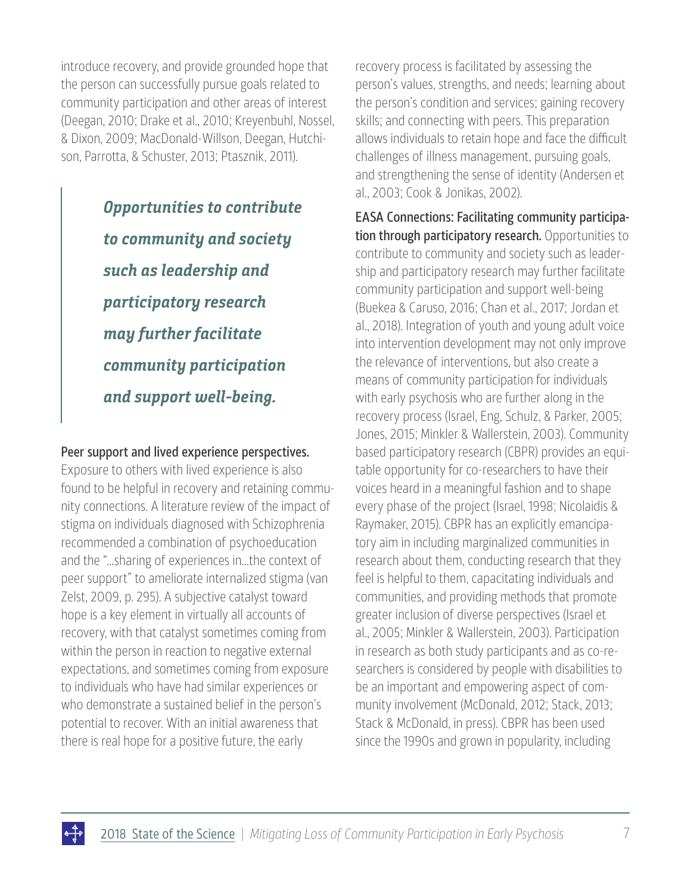introduce recovery, and provide grounded hope that the person can successfully pursue goals related to community participation and other areas of interest (Deegan, 2010; Drake et al., 2010; Kreyenbuhl, Nossel, & Dixon, 2009; MacDonald-Willson, Deegan, Hutchison, Parrotta, & Schuster, 2013; Ptasznik, 2011).

> ***Opportunities to contribute to community and society such as leadership and participatory research may further facilitate community participation and support well-being.***

**Peer support and lived experience perspectives.** Exposure to others with lived experience is also found to be helpful in recovery and retaining community connections. A literature review of the impact of stigma on individuals diagnosed with Schizophrenia recommended a combination of psychoeducation and the "…sharing of experiences in…the context of peer support" to ameliorate internalized stigma (van Zelst, 2009, p. 295). A subjective catalyst toward hope is a key element in virtually all accounts of recovery, with that catalyst sometimes coming from within the person in reaction to negative external expectations, and sometimes coming from exposure to individuals who have had similar experiences or who demonstrate a sustained belief in the person's potential to recover. With an initial awareness that there is real hope for a positive future, the early recovery process is facilitated by assessing the person's values, strengths, and needs; learning about the person's condition and services; gaining recovery skills; and connecting with peers. This preparation allows individuals to retain hope and face the difficult challenges of illness management, pursuing goals, and strengthening the sense of identity (Andersen et al., 2003; Cook & Jonikas, 2002).

**EASA Connections: Facilitating community participation through participatory research.** Opportunities to contribute to community and society such as leadership and participatory research may further facilitate community participation and support well-being (Buekea & Caruso, 2016; Chan et al., 2017; Jordan et al., 2018). Integration of youth and young adult voice into intervention development may not only improve the relevance of interventions, but also create a means of community participation for individuals with early psychosis who are further along in the recovery process (Israel, Eng, Schulz, & Parker, 2005; Jones, 2015; Minkler & Wallerstein, 2003). Community based participatory research (CBPR) provides an equitable opportunity for co-researchers to have their voices heard in a meaningful fashion and to shape every phase of the project (Israel, 1998; Nicolaidis & Raymaker, 2015). CBPR has an explicitly emancipatory aim in including marginalized communities in research about them, conducting research that they feel is helpful to them, capacitating individuals and communities, and providing methods that promote greater inclusion of diverse perspectives (Israel et al., 2005; Minkler & Wallerstein, 2003). Participation in research as both study participants and as co-researchers is considered by people with disabilities to be an important and empowering aspect of community involvement (McDonald, 2012; Stack, 2013; Stack & McDonald, in press). CBPR has been used since the 1990s and grown in popularity, including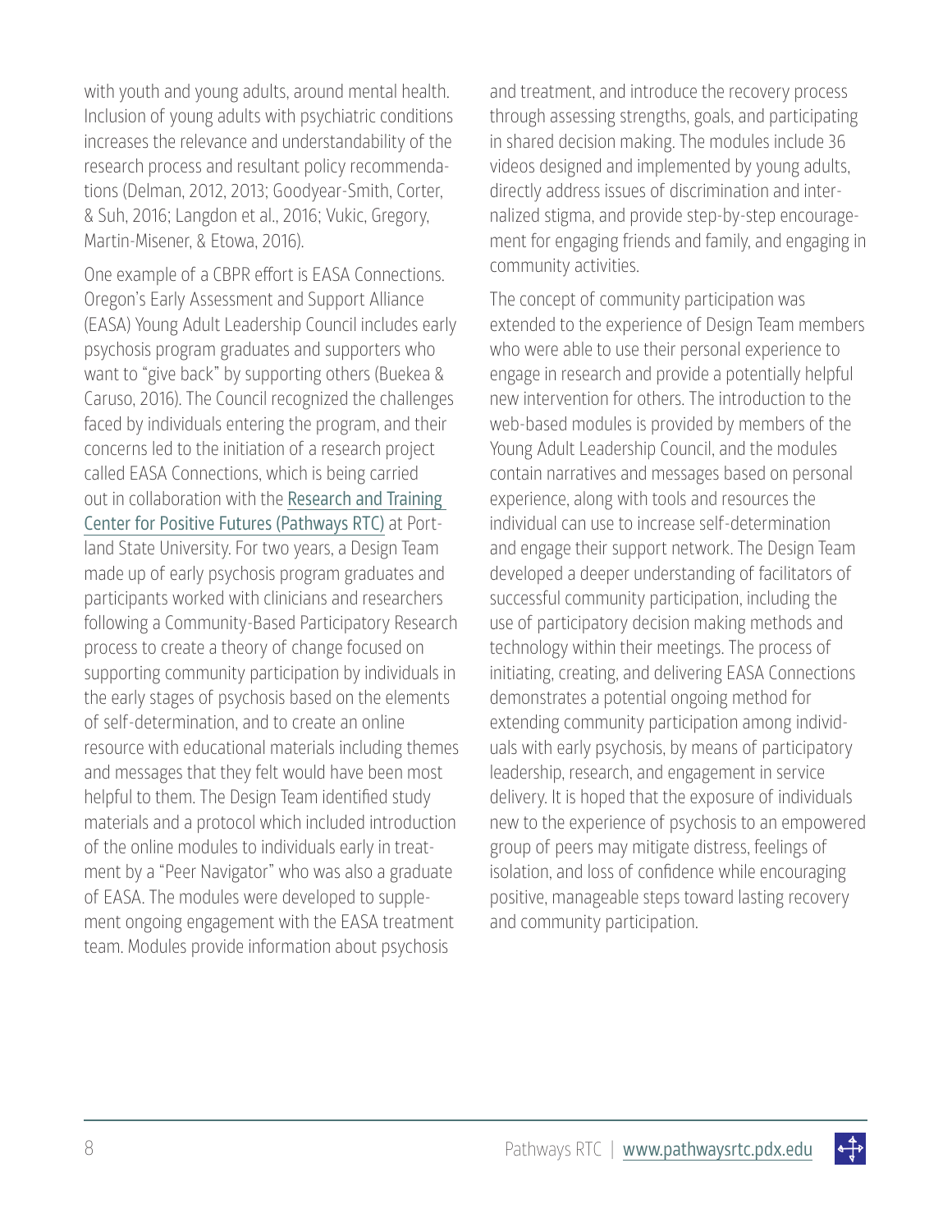with youth and young adults, around mental health. Inclusion of young adults with psychiatric conditions increases the relevance and understandability of the research process and resultant policy recommendations (Delman, 2012, 2013; Goodyear-Smith, Corter, & Suh, 2016; Langdon et al., 2016; Vukic, Gregory, Martin-Misener, & Etowa, 2016).

One example of a CBPR effort is EASA Connections. Oregon's Early Assessment and Support Alliance (EASA) Young Adult Leadership Council includes early psychosis program graduates and supporters who want to "give back" by supporting others (Buekea & Caruso, 2016). The Council recognized the challenges faced by individuals entering the program, and their concerns led to the initiation of a research project called EASA Connections, which is being carried out in collaboration with the Research and Training Center for Positive Futures (Pathways RTC) at Portland State University. For two years, a Design Team made up of early psychosis program graduates and participants worked with clinicians and researchers following a Community-Based Participatory Research process to create a theory of change focused on supporting community participation by individuals in the early stages of psychosis based on the elements of self-determination, and to create an online resource with educational materials including themes and messages that they felt would have been most helpful to them. The Design Team identified study materials and a protocol which included introduction of the online modules to individuals early in treatment by a "Peer Navigator" who was also a graduate of EASA. The modules were developed to supplement ongoing engagement with the EASA treatment team. Modules provide information about psychosis and treatment, and introduce the recovery process through assessing strengths, goals, and participating in shared decision making. The modules include 36 videos designed and implemented by young adults, directly address issues of discrimination and internalized stigma, and provide step-by-step encouragement for engaging friends and family, and engaging in community activities.

The concept of community participation was extended to the experience of Design Team members who were able to use their personal experience to engage in research and provide a potentially helpful new intervention for others. The introduction to the web-based modules is provided by members of the Young Adult Leadership Council, and the modules contain narratives and messages based on personal experience, along with tools and resources the individual can use to increase self-determination and engage their support network. The Design Team developed a deeper understanding of facilitators of successful community participation, including the use of participatory decision making methods and technology within their meetings. The process of initiating, creating, and delivering EASA Connections demonstrates a potential ongoing method for extending community participation among individuals with early psychosis, by means of participatory leadership, research, and engagement in service delivery. It is hoped that the exposure of individuals new to the experience of psychosis to an empowered group of peers may mitigate distress, feelings of isolation, and loss of confidence while encouraging positive, manageable steps toward lasting recovery and community participation.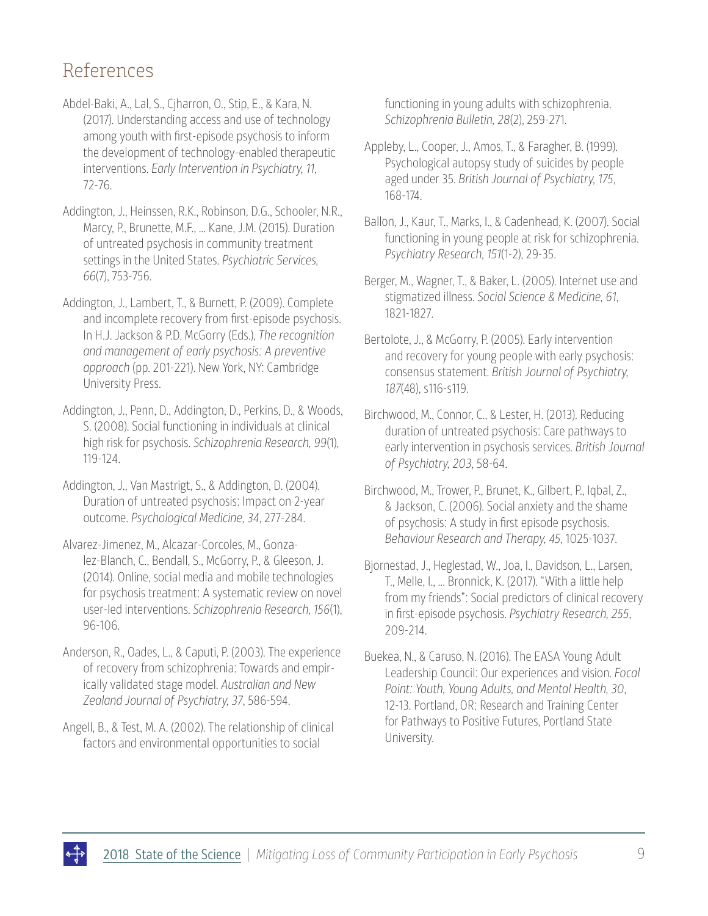## References

Abdel-Baki, A., Lal, S., Cjharron, O., Stip, E., & Kara, N. (2017). Understanding access and use of technology among youth with first-episode psychosis to inform the development of technology-enabled therapeutic interventions. *Early Intervention in Psychiatry, 11*, 72-76.

Addington, J., Heinssen, R.K., Robinson, D.G., Schooler, N.R., Marcy, P., Brunette, M.F., ... Kane, J.M. (2015). Duration of untreated psychosis in community treatment settings in the United States. *Psychiatric Services, 66*(7), 753-756.

Addington, J., Lambert, T., & Burnett, P. (2009). Complete and incomplete recovery from first-episode psychosis. In H.J. Jackson & P.D. McGorry (Eds.), *The recognition and management of early psychosis: A preventive approach* (pp. 201-221). New York, NY: Cambridge University Press.

Addington, J., Penn, D., Addington, D., Perkins, D., & Woods, S. (2008). Social functioning in individuals at clinical high risk for psychosis. *Schizophrenia Research, 99*(1), 119-124.

Addington, J., Van Mastrigt, S., & Addington, D. (2004). Duration of untreated psychosis: Impact on 2-year outcome. *Psychological Medicine, 34*, 277-284.

Alvarez-Jimenez, M., Alcazar-Corcoles, M., Gonzalez-Blanch, C., Bendall, S., McGorry, P., & Gleeson, J. (2014). Online, social media and mobile technologies for psychosis treatment: A systematic review on novel user-led interventions. *Schizophrenia Research, 156*(1), 96-106.

Anderson, R., Oades, L., & Caputi, P. (2003). The experience of recovery from schizophrenia: Towards and empirically validated stage model. *Australian and New Zealand Journal of Psychiatry, 37*, 586-594.

Angell, B., & Test, M. A. (2002). The relationship of clinical factors and environmental opportunities to social functioning in young adults with schizophrenia. *Schizophrenia Bulletin, 28*(2), 259-271.

Appleby, L., Cooper, J., Amos, T., & Faragher, B. (1999). Psychological autopsy study of suicides by people aged under 35. *British Journal of Psychiatry, 175*, 168-174.

Ballon, J., Kaur, T., Marks, I., & Cadenhead, K. (2007). Social functioning in young people at risk for schizophrenia. *Psychiatry Research, 151*(1-2), 29-35.

Berger, M., Wagner, T., & Baker, L. (2005). Internet use and stigmatized illness. *Social Science & Medicine, 61*, 1821-1827.

Bertolote, J., & McGorry, P. (2005). Early intervention and recovery for young people with early psychosis: consensus statement. *British Journal of Psychiatry, 187*(48), s116-s119.

Birchwood, M., Connor, C., & Lester, H. (2013). Reducing duration of untreated psychosis: Care pathways to early intervention in psychosis services. *British Journal of Psychiatry, 203*, 58-64.

Birchwood, M., Trower, P., Brunet, K., Gilbert, P., Iqbal, Z., & Jackson, C. (2006). Social anxiety and the shame of psychosis: A study in first episode psychosis. *Behaviour Research and Therapy, 45*, 1025-1037.

Bjornestad, J., Heglestad, W., Joa, I., Davidson, L., Larsen, T., Melle, I., ... Bronnick, K. (2017). "With a little help from my friends": Social predictors of clinical recovery in first-episode psychosis. *Psychiatry Research, 255*, 209-214.

Buekea, N., & Caruso, N. (2016). The EASA Young Adult Leadership Council: Our experiences and vision. *Focal Point: Youth, Young Adults, and Mental Health, 30*, 12-13. Portland, OR: Research and Training Center for Pathways to Positive Futures, Portland State University.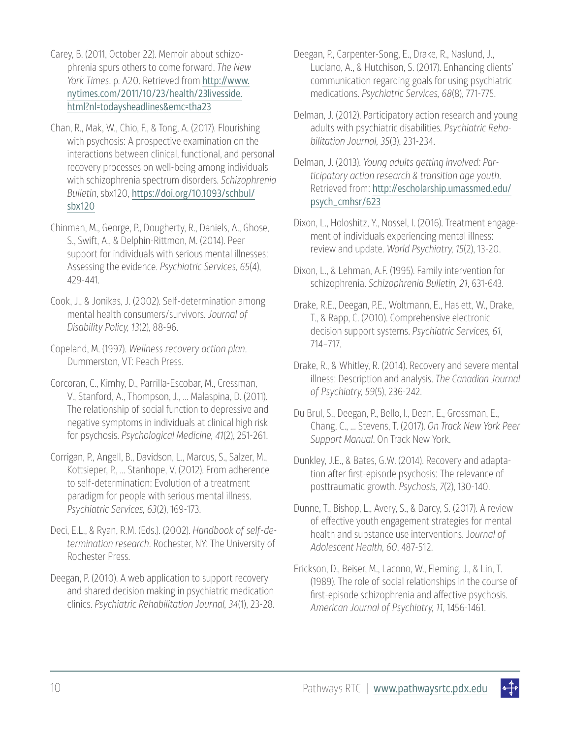Carey, B. (2011, October 22). Memoir about schizophrenia spurs others to come forward. *The New York Times*. p. A20. Retrieved from http://www.nytimes.com/2011/10/23/health/23livesside.html?nl=todaysheadlines&emc=tha23

Chan, R., Mak, W., Chio, F., & Tong, A. (2017). Flourishing with psychosis: A prospective examination on the interactions between clinical, functional, and personal recovery processes on well-being among individuals with schizophrenia spectrum disorders. *Schizophrenia Bulletin*, sbx120, https://doi.org/10.1093/schbul/sbx120

Chinman, M., George, P., Dougherty, R., Daniels, A., Ghose, S., Swift, A., & Delphin-Rittmon, M. (2014). Peer support for individuals with serious mental illnesses: Assessing the evidence. *Psychiatric Services, 65*(4), 429-441.

Cook, J., & Jonikas, J. (2002). Self-determination among mental health consumers/survivors. *Journal of Disability Policy, 13*(2), 88-96.

Copeland, M. (1997). *Wellness recovery action plan*. Dummerston, VT: Peach Press.

Corcoran, C., Kimhy, D., Parrilla-Escobar, M., Cressman, V., Stanford, A., Thompson, J., ... Malaspina, D. (2011). The relationship of social function to depressive and negative symptoms in individuals at clinical high risk for psychosis. *Psychological Medicine, 41*(2), 251-261.

Corrigan, P., Angell, B., Davidson, L., Marcus, S., Salzer, M., Kottsieper, P., ... Stanhope, V. (2012). From adherence to self-determination: Evolution of a treatment paradigm for people with serious mental illness. *Psychiatric Services, 63*(2), 169-173.

Deci, E.L., & Ryan, R.M. (Eds.). (2002). *Handbook of self-determination research*. Rochester, NY: The University of Rochester Press.

Deegan, P. (2010). A web application to support recovery and shared decision making in psychiatric medication clinics. *Psychiatric Rehabilitation Journal, 34*(1), 23-28.

Deegan, P., Carpenter-Song, E., Drake, R., Naslund, J., Luciano, A., & Hutchison, S. (2017). Enhancing clients' communication regarding goals for using psychiatric medications. *Psychiatric Services, 68*(8), 771-775.

Delman, J. (2012). Participatory action research and young adults with psychiatric disabilities. *Psychiatric Rehabilitation Journal, 35*(3), 231-234.

Delman, J. (2013). *Young adults getting involved: Participatory action research & transition age youth*. Retrieved from: http://escholarship.umassmed.edu/psych_cmhsr/623

Dixon, L., Holoshitz, Y., Nossel, I. (2016). Treatment engagement of individuals experiencing mental illness: review and update. *World Psychiatry, 15*(2), 13-20.

Dixon, L., & Lehman, A.F. (1995). Family intervention for schizophrenia. *Schizophrenia Bulletin, 21*, 631-643.

Drake, R.E., Deegan, P.E., Woltmann, E., Haslett, W., Drake, T., & Rapp, C. (2010). Comprehensive electronic decision support systems. *Psychiatric Services, 61*, 714–717.

Drake, R., & Whitley, R. (2014). Recovery and severe mental illness: Description and analysis. *The Canadian Journal of Psychiatry, 59*(5), 236-242.

Du Brul, S., Deegan, P., Bello, I., Dean, E., Grossman, E., Chang, C., ... Stevens, T. (2017). *On Track New York Peer Support Manual*. On Track New York.

Dunkley, J.E., & Bates, G.W. (2014). Recovery and adaptation after first-episode psychosis: The relevance of posttraumatic growth. *Psychosis, 7*(2), 130-140.

Dunne, T., Bishop, L., Avery, S., & Darcy, S. (2017). A review of effective youth engagement strategies for mental health and substance use interventions. *Journal of Adolescent Health, 60*, 487-512.

Erickson, D., Beiser, M., Lacono, W., Fleming. J., & Lin, T. (1989). The role of social relationships in the course of first-episode schizophrenia and affective psychosis. *American Journal of Psychiatry, 11*, 1456-1461.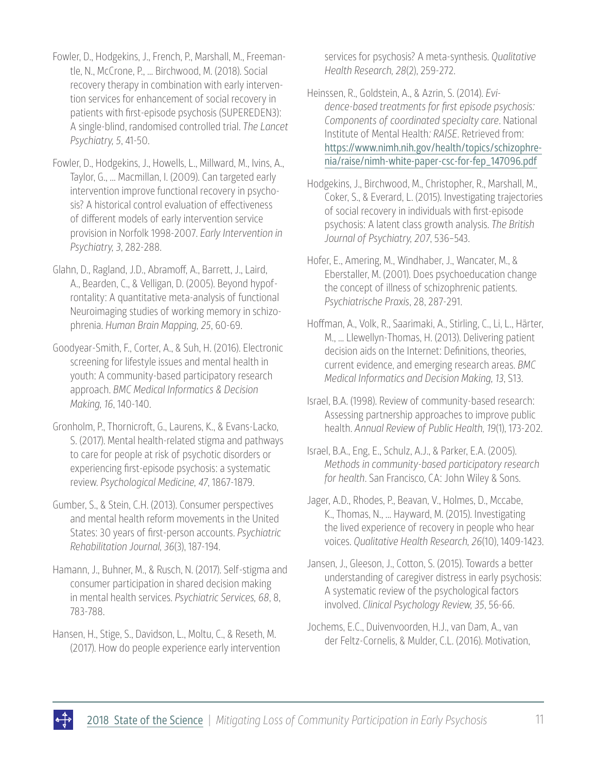Fowler, D., Hodgekins, J., French, P., Marshall, M., Freemantle, N., McCrone, P., ... Birchwood, M. (2018). Social recovery therapy in combination with early intervention services for enhancement of social recovery in patients with first-episode psychosis (SUPEREDEN3): A single-blind, randomised controlled trial. *The Lancet Psychiatry, 5*, 41-50.

Fowler, D., Hodgekins, J., Howells, L., Millward, M., Ivins, A., Taylor, G., ... Macmillan, I. (2009). Can targeted early intervention improve functional recovery in psychosis? A historical control evaluation of effectiveness of different models of early intervention service provision in Norfolk 1998-2007. *Early Intervention in Psychiatry, 3*, 282-288.

Glahn, D., Ragland, J.D., Abramoff, A., Barrett, J., Laird, A., Bearden, C., & Velligan, D. (2005). Beyond hypofrontality: A quantitative meta-analysis of functional Neuroimaging studies of working memory in schizophrenia. *Human Brain Mapping, 25*, 60-69.

Goodyear-Smith, F., Corter, A., & Suh, H. (2016). Electronic screening for lifestyle issues and mental health in youth: A community-based participatory research approach. *BMC Medical Informatics & Decision Making, 16*, 140-140.

Gronholm, P., Thornicroft, G., Laurens, K., & Evans-Lacko, S. (2017). Mental health-related stigma and pathways to care for people at risk of psychotic disorders or experiencing first-episode psychosis: a systematic review. *Psychological Medicine, 47*, 1867-1879.

Gumber, S., & Stein, C.H. (2013). Consumer perspectives and mental health reform movements in the United States: 30 years of first-person accounts. *Psychiatric Rehabilitation Journal, 36*(3), 187-194.

Hamann, J., Buhner, M., & Rusch, N. (2017). Self-stigma and consumer participation in shared decision making in mental health services. *Psychiatric Services, 68*, 8, 783-788.

Hansen, H., Stige, S., Davidson, L., Moltu, C., & Reseth, M. (2017). How do people experience early intervention services for psychosis? A meta-synthesis. *Qualitative Health Research, 28*(2), 259-272.

Heinssen, R., Goldstein, A., & Azrin, S. (2014). *Evidence-based treatments for first episode psychosis: Components of coordinated specialty care*. National Institute of Mental Health*: RAISE*. Retrieved from: https://www.nimh.nih.gov/health/topics/schizophrenia/raise/nimh-white-paper-csc-for-fep_147096.pdf

Hodgekins, J., Birchwood, M., Christopher, R., Marshall, M., Coker, S., & Everard, L. (2015). Investigating trajectories of social recovery in individuals with first-episode psychosis: A latent class growth analysis. *The British Journal of Psychiatry, 207*, 536–543.

Hofer, E., Amering, M., Windhaber, J., Wancater, M., & Eberstaller, M. (2001). Does psychoeducation change the concept of illness of schizophrenic patients. *Psychiatrische Praxis*, 28, 287-291.

Hoffman, A., Volk, R., Saarimaki, A., Stirling, C., Li, L., Härter, M., ... Llewellyn-Thomas, H. (2013). Delivering patient decision aids on the Internet: Definitions, theories, current evidence, and emerging research areas. *BMC Medical Informatics and Decision Making, 13*, S13.

Israel, B.A. (1998). Review of community-based research: Assessing partnership approaches to improve public health. *Annual Review of Public Health, 19*(1), 173-202.

Israel, B.A., Eng, E., Schulz, A.J., & Parker, E.A. (2005). *Methods in community-based participatory research for health*. San Francisco, CA: John Wiley & Sons.

Jager, A.D., Rhodes, P., Beavan, V., Holmes, D., Mccabe, K., Thomas, N., ... Hayward, M. (2015). Investigating the lived experience of recovery in people who hear voices. *Qualitative Health Research, 26*(10), 1409-1423.

Jansen, J., Gleeson, J., Cotton, S. (2015). Towards a better understanding of caregiver distress in early psychosis: A systematic review of the psychological factors involved. *Clinical Psychology Review, 35*, 56-66.

Jochems, E.C., Duivenvoorden, H.J., van Dam, A., van der Feltz-Cornelis, & Mulder, C.L. (2016). Motivation,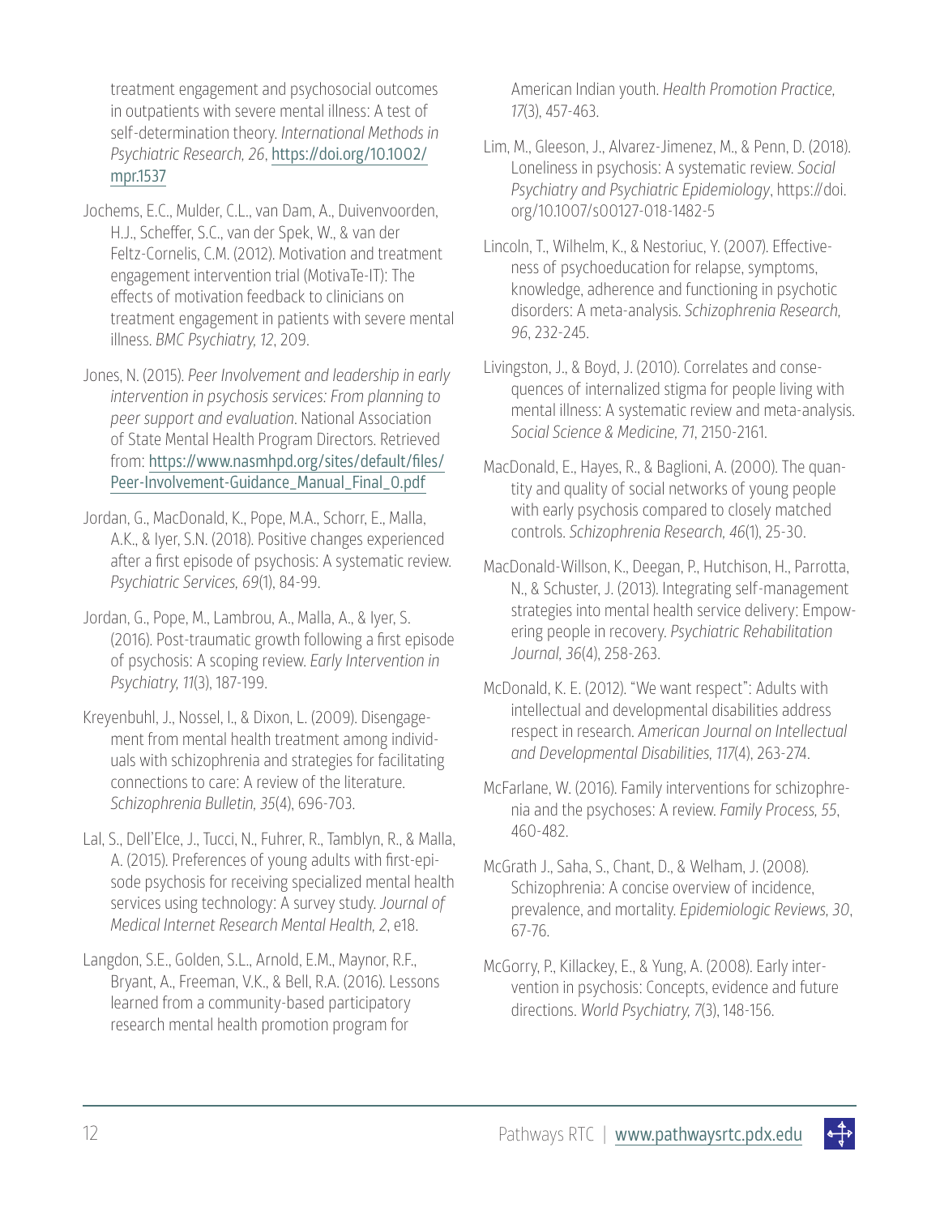treatment engagement and psychosocial outcomes in outpatients with severe mental illness: A test of self-determination theory. *International Methods in Psychiatric Research, 26*, https://doi.org/10.1002/mpr.1537

Jochems, E.C., Mulder, C.L., van Dam, A., Duivenvoorden, H.J., Scheffer, S.C., van der Spek, W., & van der Feltz-Cornelis, C.M. (2012). Motivation and treatment engagement intervention trial (MotivaTe-IT): The effects of motivation feedback to clinicians on treatment engagement in patients with severe mental illness. *BMC Psychiatry, 12*, 209.

Jones, N. (2015). *Peer Involvement and leadership in early intervention in psychosis services: From planning to peer support and evaluation*. National Association of State Mental Health Program Directors. Retrieved from: https://www.nasmhpd.org/sites/default/files/Peer-Involvement-Guidance_Manual_Final_0.pdf

Jordan, G., MacDonald, K., Pope, M.A., Schorr, E., Malla, A.K., & Iyer, S.N. (2018). Positive changes experienced after a first episode of psychosis: A systematic review. *Psychiatric Services, 69*(1), 84-99.

Jordan, G., Pope, M., Lambrou, A., Malla, A., & Iyer, S. (2016). Post-traumatic growth following a first episode of psychosis: A scoping review. *Early Intervention in Psychiatry, 11*(3), 187-199.

Kreyenbuhl, J., Nossel, I., & Dixon, L. (2009). Disengagement from mental health treatment among individuals with schizophrenia and strategies for facilitating connections to care: A review of the literature. *Schizophrenia Bulletin, 35*(4), 696-703.

Lal, S., Dell'Elce, J., Tucci, N., Fuhrer, R., Tamblyn, R., & Malla, A. (2015). Preferences of young adults with first-episode psychosis for receiving specialized mental health services using technology: A survey study. *Journal of Medical Internet Research Mental Health, 2*, e18.

Langdon, S.E., Golden, S.L., Arnold, E.M., Maynor, R.F., Bryant, A., Freeman, V.K., & Bell, R.A. (2016). Lessons learned from a community-based participatory research mental health promotion program for American Indian youth. *Health Promotion Practice, 17*(3), 457-463.

Lim, M., Gleeson, J., Alvarez-Jimenez, M., & Penn, D. (2018). Loneliness in psychosis: A systematic review. *Social Psychiatry and Psychiatric Epidemiology*, https://doi.org/10.1007/s00127-018-1482-5

Lincoln, T., Wilhelm, K., & Nestoriuc, Y. (2007). Effectiveness of psychoeducation for relapse, symptoms, knowledge, adherence and functioning in psychotic disorders: A meta-analysis. *Schizophrenia Research, 96*, 232-245.

Livingston, J., & Boyd, J. (2010). Correlates and consequences of internalized stigma for people living with mental illness: A systematic review and meta-analysis. *Social Science & Medicine, 71*, 2150-2161.

MacDonald, E., Hayes, R., & Baglioni, A. (2000). The quantity and quality of social networks of young people with early psychosis compared to closely matched controls. *Schizophrenia Research, 46*(1), 25-30.

MacDonald-Willson, K., Deegan, P., Hutchison, H., Parrotta, N., & Schuster, J. (2013). Integrating self-management strategies into mental health service delivery: Empowering people in recovery. *Psychiatric Rehabilitation Journal, 36*(4), 258-263.

McDonald, K. E. (2012). "We want respect": Adults with intellectual and developmental disabilities address respect in research. *American Journal on Intellectual and Developmental Disabilities, 117*(4), 263-274.

McFarlane, W. (2016). Family interventions for schizophrenia and the psychoses: A review. *Family Process, 55*, 460-482.

McGrath J., Saha, S., Chant, D., & Welham, J. (2008). Schizophrenia: A concise overview of incidence, prevalence, and mortality. *Epidemiologic Reviews, 30*, 67-76.

McGorry, P., Killackey, E., & Yung, A. (2008). Early intervention in psychosis: Concepts, evidence and future directions. *World Psychiatry, 7*(3), 148-156.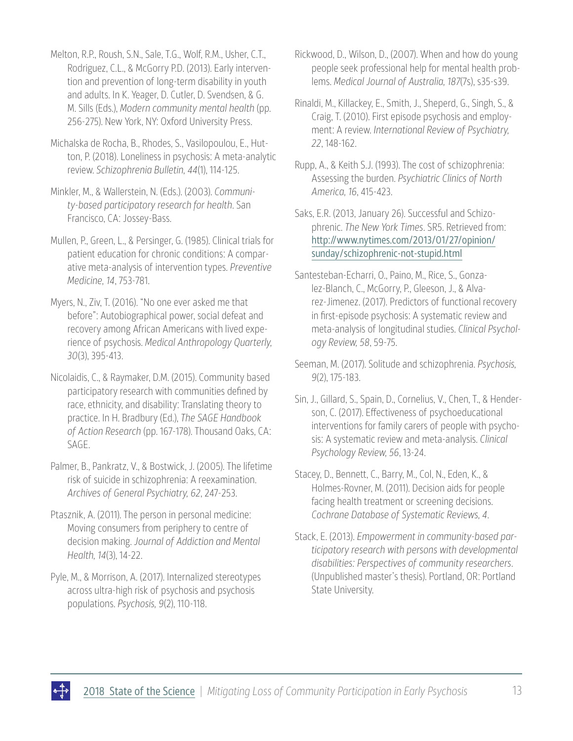Melton, R.P., Roush, S.N., Sale, T.G., Wolf, R.M., Usher, C.T., Rodriguez, C.L., & McGorry P.D. (2013). Early intervention and prevention of long-term disability in youth and adults. In K. Yeager, D. Cutler, D. Svendsen, & G. M. Sills (Eds.), *Modern community mental health* (pp. 256-275). New York, NY: Oxford University Press.

Michalska de Rocha, B., Rhodes, S., Vasilopoulou, E., Hutton, P. (2018). Loneliness in psychosis: A meta-analytic review. *Schizophrenia Bulletin, 44*(1), 114-125.

Minkler, M., & Wallerstein, N. (Eds.). (2003). *Community-based participatory research for health*. San Francisco, CA: Jossey-Bass.

Mullen, P., Green, L., & Persinger, G. (1985). Clinical trials for patient education for chronic conditions: A comparative meta-analysis of intervention types. *Preventive Medicine, 14*, 753-781.

Myers, N., Ziv, T. (2016). "No one ever asked me that before": Autobiographical power, social defeat and recovery among African Americans with lived experience of psychosis. *Medical Anthropology Quarterly, 30*(3), 395-413.

Nicolaidis, C., & Raymaker, D.M. (2015). Community based participatory research with communities defined by race, ethnicity, and disability: Translating theory to practice. In H. Bradbury (Ed.), *The SAGE Handbook of Action Research* (pp. 167-178). Thousand Oaks, CA: SAGE.

Palmer, B., Pankratz, V., & Bostwick, J. (2005). The lifetime risk of suicide in schizophrenia: A reexamination. *Archives of General Psychiatry, 62*, 247-253.

Ptasznik, A. (2011). The person in personal medicine: Moving consumers from periphery to centre of decision making. *Journal of Addiction and Mental Health, 14*(3), 14-22.

Pyle, M., & Morrison, A. (2017). Internalized stereotypes across ultra-high risk of psychosis and psychosis populations. *Psychosis, 9*(2), 110-118.

Rickwood, D., Wilson, D., (2007). When and how do young people seek professional help for mental health problems. *Medical Journal of Australia, 187*(7s), s35-s39.

Rinaldi, M., Killackey, E., Smith, J., Sheperd, G., Singh, S., & Craig, T. (2010). First episode psychosis and employment: A review. *International Review of Psychiatry, 22*, 148-162.

Rupp, A., & Keith S.J. (1993). The cost of schizophrenia: Assessing the burden. *Psychiatric Clinics of North America, 16*, 415-423.

Saks, E.R. (2013, January 26). Successful and Schizophrenic. *The New York Times*. SR5. Retrieved from: http://www.nytimes.com/2013/01/27/opinion/sunday/schizophrenic-not-stupid.html

Santesteban-Echarri, O., Paino, M., Rice, S., Gonzalez-Blanch, C., McGorry, P., Gleeson, J., & Alvarez-Jimenez. (2017). Predictors of functional recovery in first-episode psychosis: A systematic review and meta-analysis of longitudinal studies. *Clinical Psychology Review, 58*, 59-75.

Seeman, M. (2017). Solitude and schizophrenia. *Psychosis, 9*(2), 175-183.

Sin, J., Gillard, S., Spain, D., Cornelius, V., Chen, T., & Henderson, C. (2017). Effectiveness of psychoeducational interventions for family carers of people with psychosis: A systematic review and meta-analysis. *Clinical Psychology Review, 56*, 13-24.

Stacey, D., Bennett, C., Barry, M., Col, N., Eden, K., & Holmes-Rovner, M. (2011). Decision aids for people facing health treatment or screening decisions. *Cochrane Database of Systematic Reviews, 4*.

Stack, E. (2013). *Empowerment in community-based participatory research with persons with developmental disabilities: Perspectives of community researchers*. (Unpublished master's thesis). Portland, OR: Portland State University.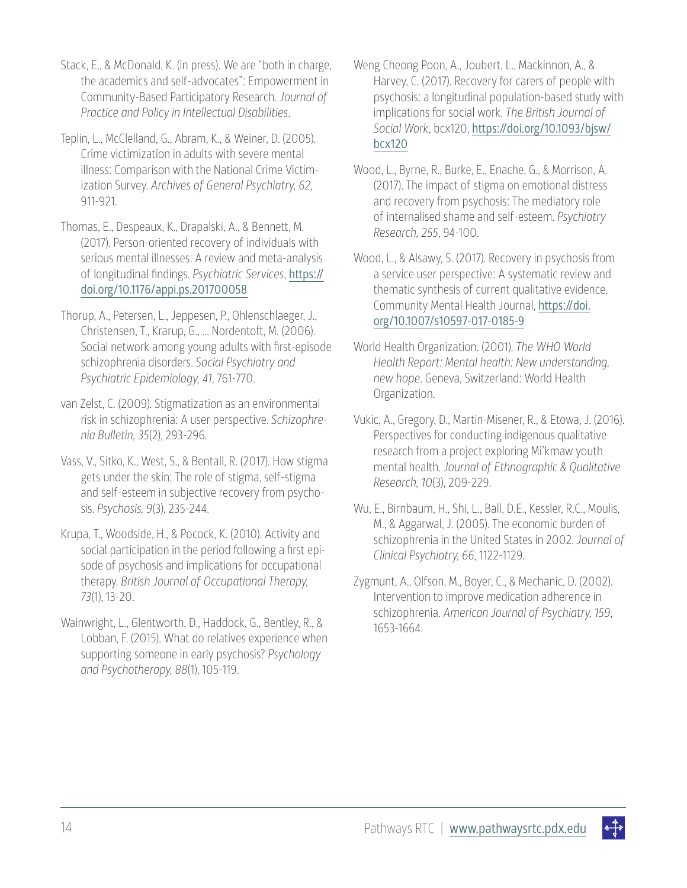Stack, E., & McDonald, K. (in press). We are "both in charge, the academics and self-advocates": Empowerment in Community-Based Participatory Research. *Journal of Practice and Policy in Intellectual Disabilities*.

Teplin, L., McClelland, G., Abram, K., & Weiner, D. (2005). Crime victimization in adults with severe mental illness: Comparison with the National Crime Victimization Survey. *Archives of General Psychiatry, 62*, 911-921.

Thomas, E., Despeaux, K., Drapalski, A., & Bennett, M. (2017). Person-oriented recovery of individuals with serious mental illnesses: A review and meta-analysis of longitudinal findings. *Psychiatric Services*, https://doi.org/10.1176/appi.ps.201700058

Thorup, A., Petersen, L., Jeppesen, P., Ohlenschlaeger, J., Christensen, T., Krarup, G., ... Nordentoft, M. (2006). Social network among young adults with first-episode schizophrenia disorders. *Social Psychiatry and Psychiatric Epidemiology, 41*, 761-770.

van Zelst, C. (2009). Stigmatization as an environmental risk in schizophrenia: A user perspective. *Schizophrenia Bulletin, 35*(2), 293-296.

Vass, V., Sitko, K., West, S., & Bentall, R. (2017). How stigma gets under the skin: The role of stigma, self-stigma and self-esteem in subjective recovery from psychosis. *Psychosis, 9*(3), 235-244.

Krupa, T., Woodside, H., & Pocock, K. (2010). Activity and social participation in the period following a first episode of psychosis and implications for occupational therapy. *British Journal of Occupational Therapy, 73*(1), 13-20.

Wainwright, L., Glentworth, D., Haddock, G., Bentley, R., & Lobban, F. (2015). What do relatives experience when supporting someone in early psychosis? *Psychology and Psychotherapy, 88*(1), 105-119.

Weng Cheong Poon, A., Joubert, L., Mackinnon, A., & Harvey, C. (2017). Recovery for carers of people with psychosis: a longitudinal population-based study with implications for social work. *The British Journal of Social Work*, bcx120, https://doi.org/10.1093/bjsw/bcx120

Wood, L., Byrne, R., Burke, E., Enache, G., & Morrison, A. (2017). The impact of stigma on emotional distress and recovery from psychosis: The mediatory role of internalised shame and self-esteem. *Psychiatry Research, 255*, 94-100.

Wood, L., & Alsawy, S. (2017). Recovery in psychosis from a service user perspective: A systematic review and thematic synthesis of current qualitative evidence. Community Mental Health Journal, https://doi.org/10.1007/s10597-017-0185-9

World Health Organization. (2001). *The WHO World Health Report: Mental health: New understanding, new hope*. Geneva, Switzerland: World Health Organization.

Vukic, A., Gregory, D., Martin-Misener, R., & Etowa, J. (2016). Perspectives for conducting indigenous qualitative research from a project exploring Mi'kmaw youth mental health. *Journal of Ethnographic & Qualitative Research, 10*(3), 209-229.

Wu, E., Birnbaum, H., Shi, L., Ball, D.E., Kessler, R.C., Moulis, M., & Aggarwal, J. (2005). The economic burden of schizophrenia in the United States in 2002. *Journal of Clinical Psychiatry, 66*, 1122-1129.

Zygmunt, A., Olfson, M., Boyer, C., & Mechanic, D. (2002). Intervention to improve medication adherence in schizophrenia. *American Journal of Psychiatry, 159*, 1653-1664.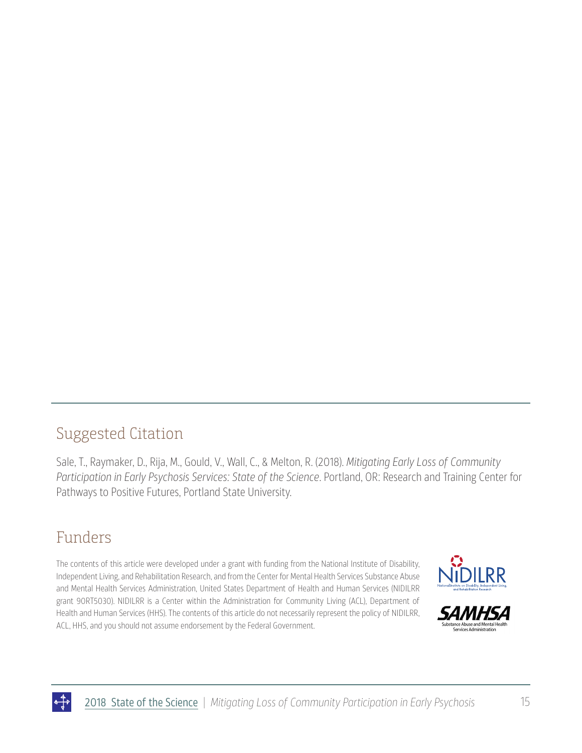## Suggested Citation

Sale, T., Raymaker, D., Rija, M., Gould, V., Wall, C., & Melton, R. (2018). *Mitigating Early Loss of Community Participation in Early Psychosis Services: State of the Science*. Portland, OR: Research and Training Center for Pathways to Positive Futures, Portland State University.

## Funders

The contents of this article were developed under a grant with funding from the National Institute of Disability, Independent Living, and Rehabilitation Research, and from the Center for Mental Health Services Substance Abuse and Mental Health Services Administration, United States Department of Health and Human Services (NIDILRR grant 90RT5030). NIDILRR is a Center within the Administration for Community Living (ACL), Department of Health and Human Services (HHS). The contents of this article do not necessarily represent the policy of NIDILRR, ACL, HHS, and you should not assume endorsement by the Federal Government.